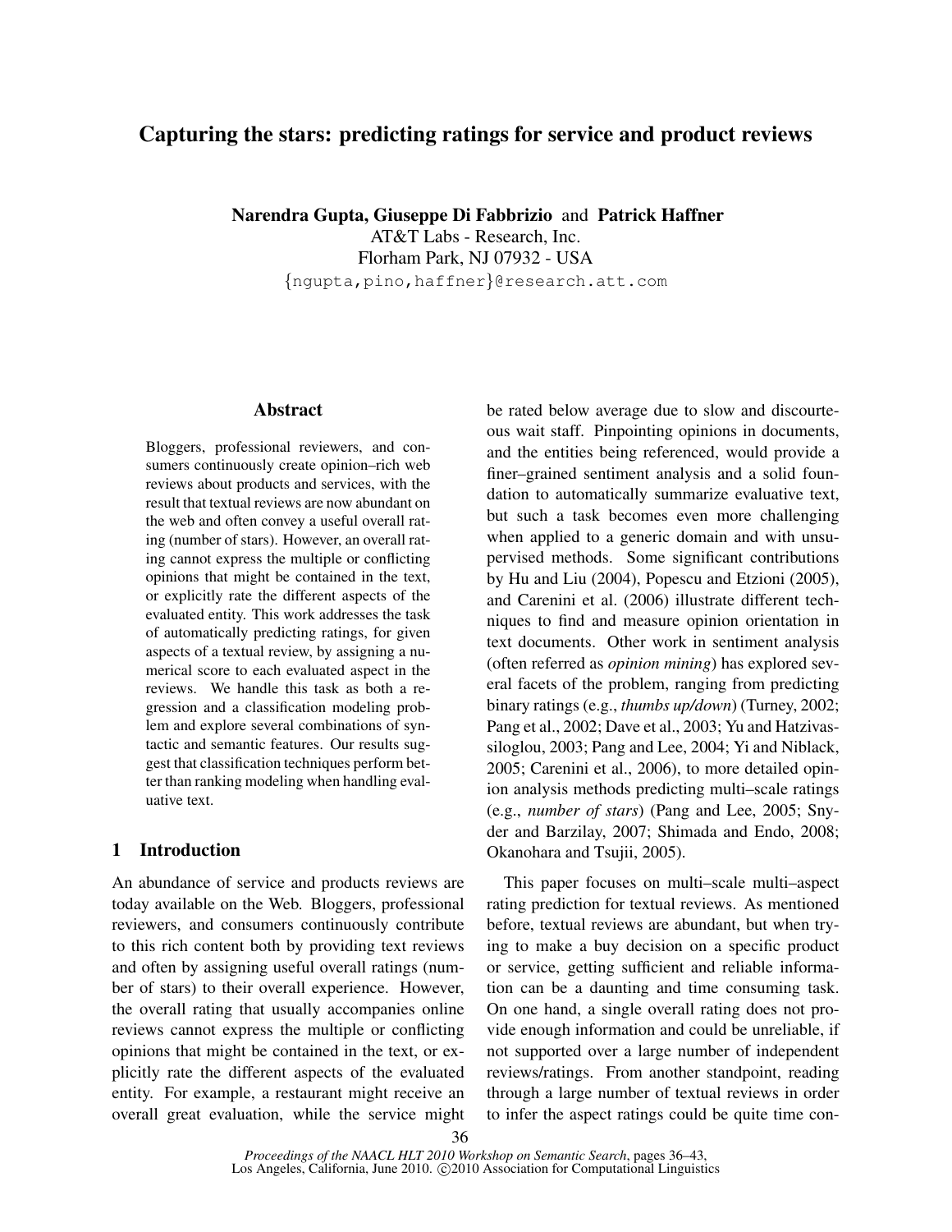# Capturing the stars: predicting ratings for service and product reviews

**Narendra Gupta, Giuseppe Di Fabbrizio** and **Patrick Haffner**
AT&T Labs - Research, Inc.
Florham Park, NJ 07932 - USA
{ngupta,pino,haffner}@research.att.com

## Abstract

Bloggers, professional reviewers, and consumers continuously create opinion–rich web reviews about products and services, with the result that textual reviews are now abundant on the web and often convey a useful overall rating (number of stars). However, an overall rating cannot express the multiple or conflicting opinions that might be contained in the text, or explicitly rate the different aspects of the evaluated entity. This work addresses the task of automatically predicting ratings, for given aspects of a textual review, by assigning a numerical score to each evaluated aspect in the reviews. We handle this task as both a regression and a classification modeling problem and explore several combinations of syntactic and semantic features. Our results suggest that classification techniques perform better than ranking modeling when handling evaluative text.

## 1 Introduction

An abundance of service and products reviews are today available on the Web. Bloggers, professional reviewers, and consumers continuously contribute to this rich content both by providing text reviews and often by assigning useful overall ratings (number of stars) to their overall experience. However, the overall rating that usually accompanies online reviews cannot express the multiple or conflicting opinions that might be contained in the text, or explicitly rate the different aspects of the evaluated entity. For example, a restaurant might receive an overall great evaluation, while the service might be rated below average due to slow and discourteous wait staff. Pinpointing opinions in documents, and the entities being referenced, would provide a finer–grained sentiment analysis and a solid foundation to automatically summarize evaluative text, but such a task becomes even more challenging when applied to a generic domain and with unsupervised methods. Some significant contributions by Hu and Liu (2004), Popescu and Etzioni (2005), and Carenini et al. (2006) illustrate different techniques to find and measure opinion orientation in text documents. Other work in sentiment analysis (often referred as *opinion mining*) has explored several facets of the problem, ranging from predicting binary ratings (e.g., *thumbs up/down*) (Turney, 2002; Pang et al., 2002; Dave et al., 2003; Yu and Hatzivassiloglou, 2003; Pang and Lee, 2004; Yi and Niblack, 2005; Carenini et al., 2006), to more detailed opinion analysis methods predicting multi–scale ratings (e.g., *number of stars*) (Pang and Lee, 2005; Snyder and Barzilay, 2007; Shimada and Endo, 2008; Okanohara and Tsujii, 2005).

This paper focuses on multi–scale multi–aspect rating prediction for textual reviews. As mentioned before, textual reviews are abundant, but when trying to make a buy decision on a specific product or service, getting sufficient and reliable information can be a daunting and time consuming task. On one hand, a single overall rating does not provide enough information and could be unreliable, if not supported over a large number of independent reviews/ratings. From another standpoint, reading through a large number of textual reviews in order to infer the aspect ratings could be quite time con-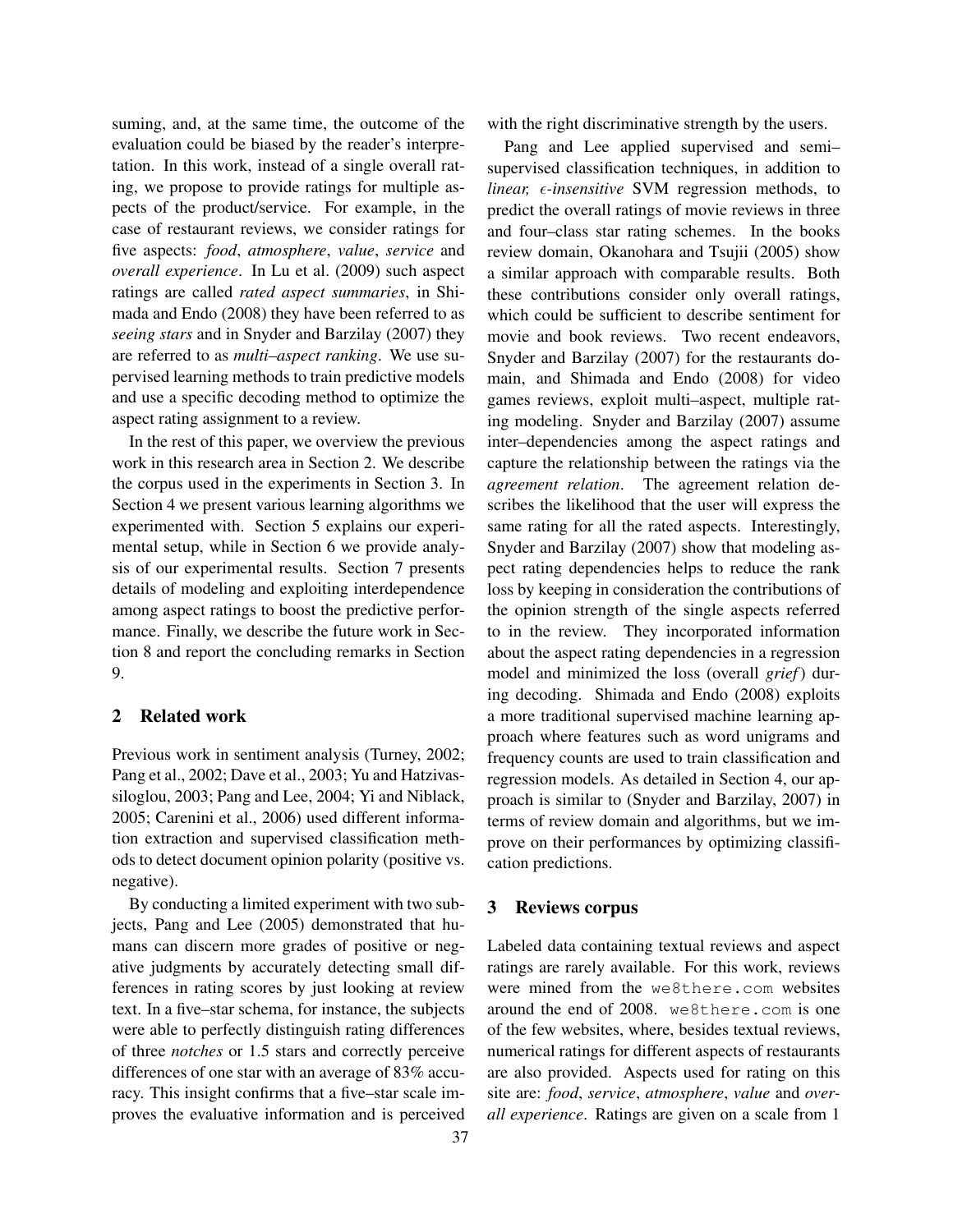suming, and, at the same time, the outcome of the evaluation could be biased by the reader's interpretation. In this work, instead of a single overall rating, we propose to provide ratings for multiple aspects of the product/service. For example, in the case of restaurant reviews, we consider ratings for five aspects: *food*, *atmosphere*, *value*, *service* and *overall experience*. In Lu et al. (2009) such aspect ratings are called *rated aspect summaries*, in Shimada and Endo (2008) they have been referred to as *seeing stars* and in Snyder and Barzilay (2007) they are referred to as *multi–aspect ranking*. We use supervised learning methods to train predictive models and use a specific decoding method to optimize the aspect rating assignment to a review.

In the rest of this paper, we overview the previous work in this research area in Section 2. We describe the corpus used in the experiments in Section 3. In Section 4 we present various learning algorithms we experimented with. Section 5 explains our experimental setup, while in Section 6 we provide analysis of our experimental results. Section 7 presents details of modeling and exploiting interdependence among aspect ratings to boost the predictive performance. Finally, we describe the future work in Section 8 and report the concluding remarks in Section 9.

## 2 Related work

Previous work in sentiment analysis (Turney, 2002; Pang et al., 2002; Dave et al., 2003; Yu and Hatzivassiloglou, 2003; Pang and Lee, 2004; Yi and Niblack, 2005; Carenini et al., 2006) used different information extraction and supervised classification methods to detect document opinion polarity (positive vs. negative).

By conducting a limited experiment with two subjects, Pang and Lee (2005) demonstrated that humans can discern more grades of positive or negative judgments by accurately detecting small differences in rating scores by just looking at review text. In a five–star schema, for instance, the subjects were able to perfectly distinguish rating differences of three *notches* or 1.5 stars and correctly perceive differences of one star with an average of 83% accuracy. This insight confirms that a five–star scale improves the evaluative information and is perceived with the right discriminative strength by the users.

Pang and Lee applied supervised and semi–supervised classification techniques, in addition to *linear, $\epsilon$-insensitive* SVM regression methods, to predict the overall ratings of movie reviews in three and four–class star rating schemes. In the books review domain, Okanohara and Tsujii (2005) show a similar approach with comparable results. Both these contributions consider only overall ratings, which could be sufficient to describe sentiment for movie and book reviews. Two recent endeavors, Snyder and Barzilay (2007) for the restaurants domain, and Shimada and Endo (2008) for video games reviews, exploit multi–aspect, multiple rating modeling. Snyder and Barzilay (2007) assume inter–dependencies among the aspect ratings and capture the relationship between the ratings via the *agreement relation*. The agreement relation describes the likelihood that the user will express the same rating for all the rated aspects. Interestingly, Snyder and Barzilay (2007) show that modeling aspect rating dependencies helps to reduce the rank loss by keeping in consideration the contributions of the opinion strength of the single aspects referred to in the review. They incorporated information about the aspect rating dependencies in a regression model and minimized the loss (overall *grief*) during decoding. Shimada and Endo (2008) exploits a more traditional supervised machine learning approach where features such as word unigrams and frequency counts are used to train classification and regression models. As detailed in Section 4, our approach is similar to (Snyder and Barzilay, 2007) in terms of review domain and algorithms, but we improve on their performances by optimizing classification predictions.

## 3 Reviews corpus

Labeled data containing textual reviews and aspect ratings are rarely available. For this work, reviews were mined from the `we8there.com` websites around the end of 2008. `we8there.com` is one of the few websites, where, besides textual reviews, numerical ratings for different aspects of restaurants are also provided. Aspects used for rating on this site are: *food*, *service*, *atmosphere*, *value* and *overall experience*. Ratings are given on a scale from 1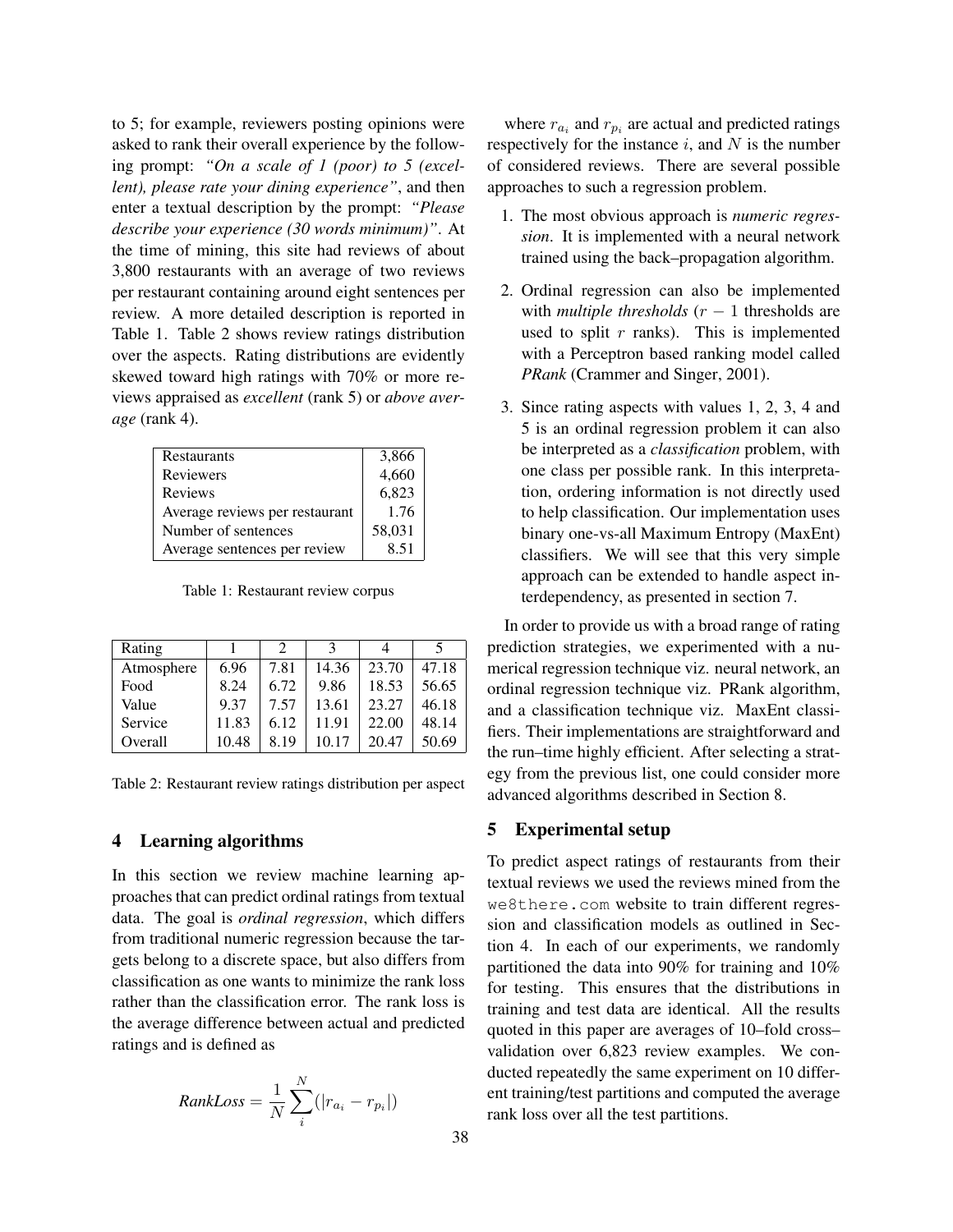to 5; for example, reviewers posting opinions were asked to rank their overall experience by the following prompt: *"On a scale of 1 (poor) to 5 (excellent), please rate your dining experience"*, and then enter a textual description by the prompt: *"Please describe your experience (30 words minimum)"*. At the time of mining, this site had reviews of about 3,800 restaurants with an average of two reviews per restaurant containing around eight sentences per review. A more detailed description is reported in Table 1. Table 2 shows review ratings distribution over the aspects. Rating distributions are evidently skewed toward high ratings with 70% or more reviews appraised as *excellent* (rank 5) or *above average* (rank 4).

| | |
|---|---|
| Restaurants | 3,866 |
| Reviewers | 4,660 |
| Reviews | 6,823 |
| Average reviews per restaurant | 1.76 |
| Number of sentences | 58,031 |
| Average sentences per review | 8.51 |

Table 1: Restaurant review corpus

| Rating | 1 | 2 | 3 | 4 | 5 |
|---|---|---|---|---|---|
| Atmosphere | 6.96 | 7.81 | 14.36 | 23.70 | 47.18 |
| Food | 8.24 | 6.72 | 9.86 | 18.53 | 56.65 |
| Value | 9.37 | 7.57 | 13.61 | 23.27 | 46.18 |
| Service | 11.83 | 6.12 | 11.91 | 22.00 | 48.14 |
| Overall | 10.48 | 8.19 | 10.17 | 20.47 | 50.69 |

Table 2: Restaurant review ratings distribution per aspect

## 4 Learning algorithms

In this section we review machine learning approaches that can predict ordinal ratings from textual data. The goal is *ordinal regression*, which differs from traditional numeric regression because the targets belong to a discrete space, but also differs from classification as one wants to minimize the rank loss rather than the classification error. The rank loss is the average difference between actual and predicted ratings and is defined as

$$\textit{RankLoss} = \frac{1}{N}\sum_{i}^{N}(|r_{a_i} - r_{p_i}|)$$

where $r_{a_i}$ and $r_{p_i}$ are actual and predicted ratings respectively for the instance $i$, and $N$ is the number of considered reviews. There are several possible approaches to such a regression problem.

1. The most obvious approach is *numeric regression*. It is implemented with a neural network trained using the back–propagation algorithm.
2. Ordinal regression can also be implemented with *multiple thresholds* ($r - 1$ thresholds are used to split $r$ ranks). This is implemented with a Perceptron based ranking model called *PRank* (Crammer and Singer, 2001).
3. Since rating aspects with values 1, 2, 3, 4 and 5 is an ordinal regression problem it can also be interpreted as a *classification* problem, with one class per possible rank. In this interpretation, ordering information is not directly used to help classification. Our implementation uses binary one-vs-all Maximum Entropy (MaxEnt) classifiers. We will see that this very simple approach can be extended to handle aspect interdependency, as presented in section 7.

In order to provide us with a broad range of rating prediction strategies, we experimented with a numerical regression technique viz. neural network, an ordinal regression technique viz. PRank algorithm, and a classification technique viz. MaxEnt classifiers. Their implementations are straightforward and the run–time highly efficient. After selecting a strategy from the previous list, one could consider more advanced algorithms described in Section 8.

## 5 Experimental setup

To predict aspect ratings of restaurants from their textual reviews we used the reviews mined from the `we8there.com` website to train different regression and classification models as outlined in Section 4. In each of our experiments, we randomly partitioned the data into 90% for training and 10% for testing. This ensures that the distributions in training and test data are identical. All the results quoted in this paper are averages of 10–fold cross–validation over 6,823 review examples. We conducted repeatedly the same experiment on 10 different training/test partitions and computed the average rank loss over all the test partitions.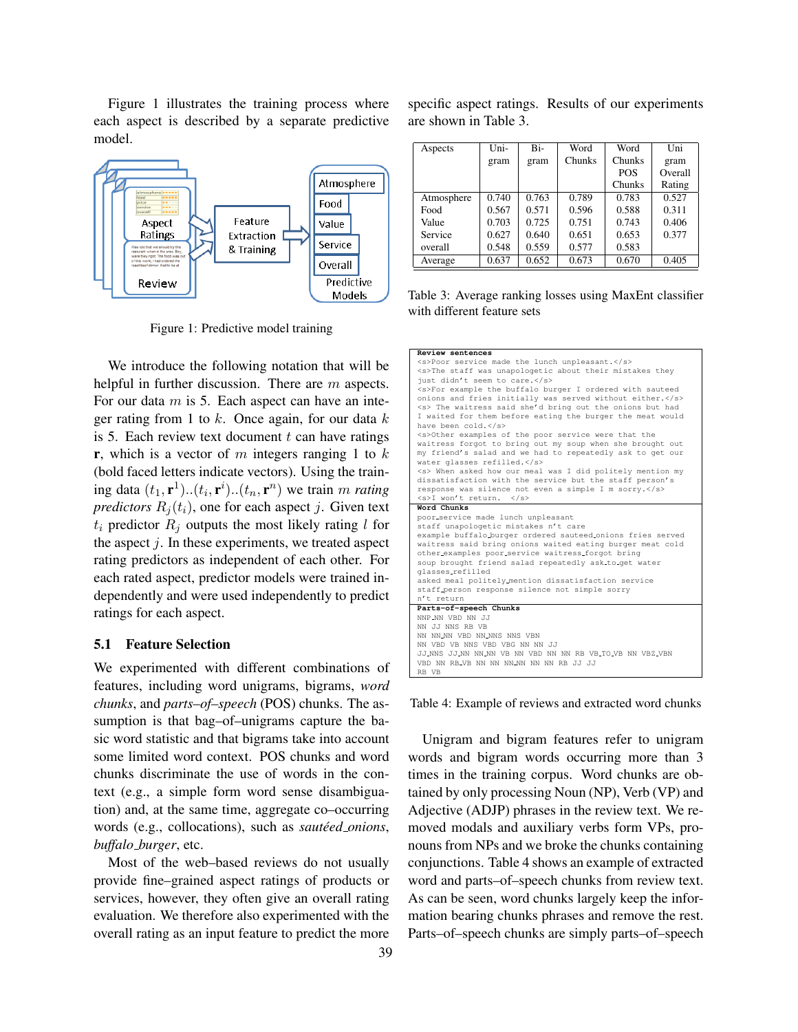Figure 1 illustrates the training process where each aspect is described by a separate predictive model.

Figure 1: Predictive model training

We introduce the following notation that will be helpful in further discussion. There are $m$ aspects. For our data $m$ is 5. Each aspect can have an integer rating from 1 to $k$. Once again, for our data $k$ is 5. Each review text document $t$ can have ratings $\mathbf{r}$, which is a vector of $m$ integers ranging 1 to $k$ (bold faced letters indicate vectors). Using the training data $(t_1, \mathbf{r}^1)..(t_i, \mathbf{r}^i)..(t_n, \mathbf{r}^n)$ we train $m$ *rating predictors* $R_j(t_i)$, one for each aspect $j$. Given text $t_i$ predictor $R_j$ outputs the most likely rating $l$ for the aspect $j$. In these experiments, we treated aspect rating predictors as independent of each other. For each rated aspect, predictor models were trained independently and were used independently to predict ratings for each aspect.

### 5.1 Feature Selection

We experimented with different combinations of features, including word unigrams, bigrams, *word chunks*, and *parts–of–speech* (POS) chunks. The assumption is that bag–of–unigrams capture the basic word statistic and that bigrams take into account some limited word context. POS chunks and word chunks discriminate the use of words in the context (e.g., a simple form word sense disambiguation) and, at the same time, aggregate co–occurring words (e.g., collocations), such as *sautéed_onions*, *buffalo_burger*, etc.

Most of the web–based reviews do not usually provide fine–grained aspect ratings of products or services, however, they often give an overall rating evaluation. We therefore also experimented with the overall rating as an input feature to predict the more specific aspect ratings. Results of our experiments are shown in Table 3.

| Aspects | Uni-gram | Bi-gram | Word Chunks | Word Chunks POS Chunks | Uni gram Overall Rating |
|---|---|---|---|---|---|
| Atmosphere | 0.740 | 0.763 | 0.789 | 0.783 | 0.527 |
| Food | 0.567 | 0.571 | 0.596 | 0.588 | 0.311 |
| Value | 0.703 | 0.725 | 0.751 | 0.743 | 0.406 |
| Service | 0.627 | 0.640 | 0.651 | 0.653 | 0.377 |
| overall | 0.548 | 0.559 | 0.577 | 0.583 | |
| Average | 0.637 | 0.652 | 0.673 | 0.670 | 0.405 |

Table 3: Average ranking losses using MaxEnt classifier with different feature sets

```
Review sentences
<s>Poor service made the lunch unpleasant.</s>
<s>The staff was unapologetic about their mistakes they
just didn't seem to care.</s>
<s>For example the buffalo burger I ordered with sauteed
onions and fries initially was served without either.</s>
<s> The waitress said she'd bring out the onions but had
I waited for them before eating the burger the meat would
have been cold.</s>
<s>Other examples of the poor service were that the
waitress forgot to bring out my soup when she brought out
my friend's salad and we had to repeatedly ask to get our
water glasses refilled.</s>
<s> When asked how our meal was I did politely mention my
dissatisfaction with the service but the staff person's
response was silence not even a simple I m sorry.</s>
<s>I won't return.  </s>
Word Chunks
poor_service made lunch unpleasant
staff unapologetic mistakes n't care
example buffalo_burger ordered sauteed_onions fries served
waitress said bring onions waited eating burger meat cold
other_examples poor_service waitress_forgot bring
soup brought friend salad repeatedly ask_to_get water
glasses_refilled
asked meal politely_mention dissatisfaction service
staff_person response silence not simple sorry
n't return
Parts-of-speech Chunks
NNP_NN VBD NN JJ
NN JJ NNS RB VB
NN NN_NN VBD NN_NNS NNS VBN
NN VBD VB NNS VBD VBG NN NN JJ
JJ_NNS JJ_NN NN_NN VB NN VBD NN NN RB VB_TO_VB NN VBZ_VBN
VBD NN RB_VB NN NN NN_NN NN NN RB JJ JJ
RB VB
```

Table 4: Example of reviews and extracted word chunks

Unigram and bigram features refer to unigram words and bigram words occurring more than 3 times in the training corpus. Word chunks are obtained by only processing Noun (NP), Verb (VP) and Adjective (ADJP) phrases in the review text. We removed modals and auxiliary verbs form VPs, pronouns from NPs and we broke the chunks containing conjunctions. Table 4 shows an example of extracted word and parts–of–speech chunks from review text. As can be seen, word chunks largely keep the information bearing chunks phrases and remove the rest. Parts–of–speech chunks are simply parts–of–speech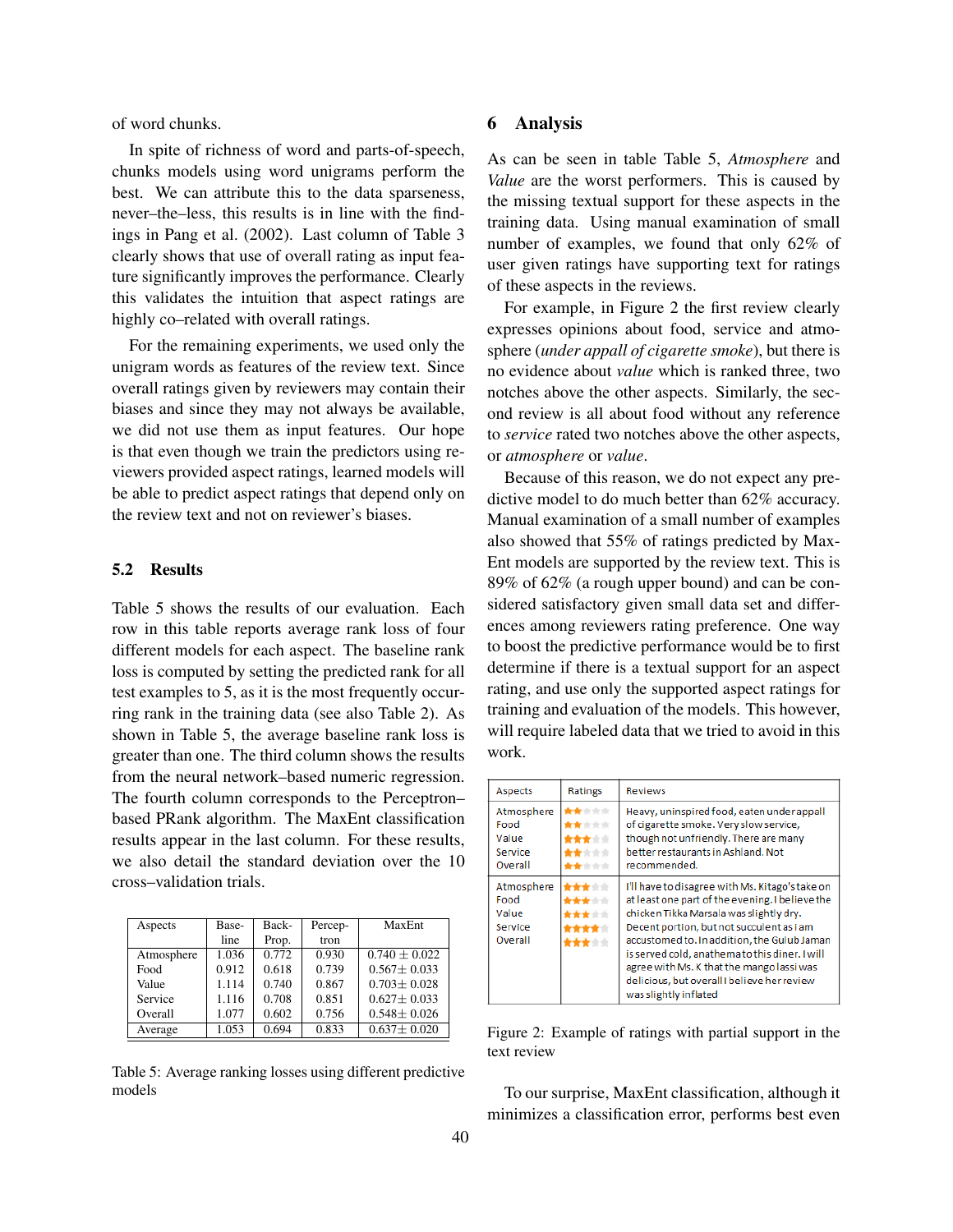of word chunks.

In spite of richness of word and parts-of-speech, chunks models using word unigrams perform the best. We can attribute this to the data sparseness, never–the–less, this results is in line with the findings in Pang et al. (2002). Last column of Table 3 clearly shows that use of overall rating as input feature significantly improves the performance. Clearly this validates the intuition that aspect ratings are highly co–related with overall ratings.

For the remaining experiments, we used only the unigram words as features of the review text. Since overall ratings given by reviewers may contain their biases and since they may not always be available, we did not use them as input features. Our hope is that even though we train the predictors using reviewers provided aspect ratings, learned models will be able to predict aspect ratings that depend only on the review text and not on reviewer's biases.

### 5.2 Results

Table 5 shows the results of our evaluation. Each row in this table reports average rank loss of four different models for each aspect. The baseline rank loss is computed by setting the predicted rank for all test examples to 5, as it is the most frequently occurring rank in the training data (see also Table 2). As shown in Table 5, the average baseline rank loss is greater than one. The third column shows the results from the neural network–based numeric regression. The fourth column corresponds to the Perceptron–based PRank algorithm. The MaxEnt classification results appear in the last column. For these results, we also detail the standard deviation over the 10 cross–validation trials.

| Aspects | Base-line | Back-Prop. | Percep-tron | MaxEnt |
|---|---|---|---|---|
| Atmosphere | 1.036 | 0.772 | 0.930 | 0.740 ± 0.022 |
| Food | 0.912 | 0.618 | 0.739 | 0.567± 0.033 |
| Value | 1.114 | 0.740 | 0.867 | 0.703± 0.028 |
| Service | 1.116 | 0.708 | 0.851 | 0.627± 0.033 |
| Overall | 1.077 | 0.602 | 0.756 | 0.548± 0.026 |
| Average | 1.053 | 0.694 | 0.833 | 0.637± 0.020 |

Table 5: Average ranking losses using different predictive models

## 6 Analysis

As can be seen in table Table 5, *Atmosphere* and *Value* are the worst performers. This is caused by the missing textual support for these aspects in the training data. Using manual examination of small number of examples, we found that only 62% of user given ratings have supporting text for ratings of these aspects in the reviews.

For example, in Figure 2 the first review clearly expresses opinions about food, service and atmosphere (*under appall of cigarette smoke*), but there is no evidence about *value* which is ranked three, two notches above the other aspects. Similarly, the second review is all about food without any reference to *service* rated two notches above the other aspects, or *atmosphere* or *value*.

Because of this reason, we do not expect any predictive model to do much better than 62% accuracy. Manual examination of a small number of examples also showed that 55% of ratings predicted by MaxEnt models are supported by the review text. This is 89% of 62% (a rough upper bound) and can be considered satisfactory given small data set and differences among reviewers rating preference. One way to boost the predictive performance would be to first determine if there is a textual support for an aspect rating, and use only the supported aspect ratings for training and evaluation of the models. This however, will require labeled data that we tried to avoid in this work.

| Aspects | Ratings | Reviews |
|---|---|---|
| Atmosphere<br>Food<br>Value<br>Service<br>Overall | ★★☆☆☆<br>★★☆☆☆<br>★★★☆☆<br>★★☆☆☆<br>★★☆☆☆ | Heavy, uninspired food, eaten under appall of cigarette smoke. Very slow service, though not unfriendly. There are many better restaurants in Ashland. Not recommended. |
| Atmosphere<br>Food<br>Value<br>Service<br>Overall | ★★★☆☆<br>★★★☆☆<br>★★★☆☆<br>★★★★☆<br>★★★☆☆ | I'll have to disagree with Ms. Kitago's take on at least one part of the evening. I believe the chicken Tikka Marsala was slightly dry. Decent portion, but not succulent as i am accustomed to. In addition, the Gulub Jaman is served cold, anathema to this diner. I will agree with Ms. K that the mango lassi was delicious, but overall I believe her review was slightly inflated |

Figure 2: Example of ratings with partial support in the text review

To our surprise, MaxEnt classification, although it minimizes a classification error, performs best even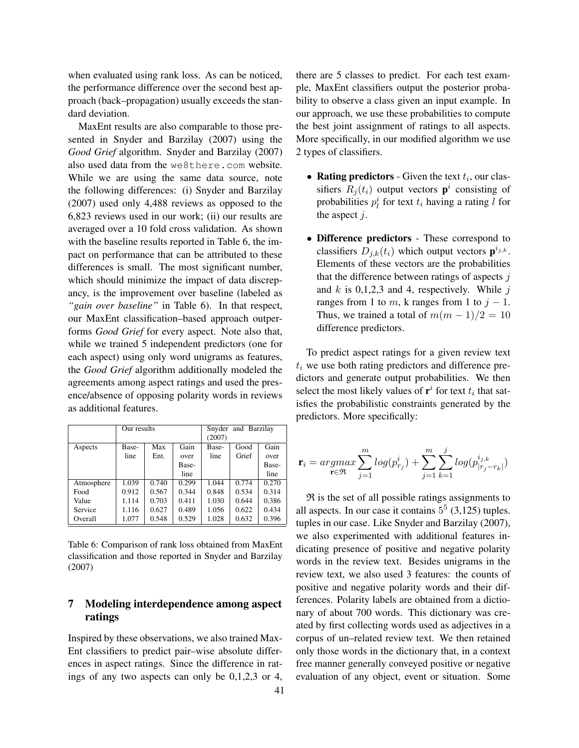when evaluated using rank loss. As can be noticed, the performance difference over the second best approach (back–propagation) usually exceeds the standard deviation.

MaxEnt results are also comparable to those presented in Snyder and Barzilay (2007) using the *Good Grief* algorithm. Snyder and Barzilay (2007) also used data from the we8there.com website. While we are using the same data source, note the following differences: (i) Snyder and Barzilay (2007) used only 4,488 reviews as opposed to the 6,823 reviews used in our work; (ii) our results are averaged over a 10 fold cross validation. As shown with the baseline results reported in Table 6, the impact on performance that can be attributed to these differences is small. The most significant number, which should minimize the impact of data discrepancy, is the improvement over baseline (labeled as *"gain over baseline"* in Table 6). In that respect, our MaxEnt classification–based approach outperforms *Good Grief* for every aspect. Note also that, while we trained 5 independent predictors (one for each aspect) using only word unigrams as features, the *Good Grief* algorithm additionally modeled the agreements among aspect ratings and used the presence/absence of opposing polarity words in reviews as additional features.

| | Our results | | | Snyder and Barzilay (2007) | | |
|---|---|---|---|---|---|---|
| Aspects | Base-line | Max Ent. | Gain over Base-line | Base-line | Good Grief | Gain over Base-line |
| Atmosphere | 1.039 | 0.740 | 0.299 | 1.044 | 0.774 | 0.270 |
| Food | 0.912 | 0.567 | 0.344 | 0.848 | 0.534 | 0.314 |
| Value | 1.114 | 0.703 | 0.411 | 1.030 | 0.644 | 0.386 |
| Service | 1.116 | 0.627 | 0.489 | 1.056 | 0.622 | 0.434 |
| Overall | 1.077 | 0.548 | 0.529 | 1.028 | 0.632 | 0.396 |

Table 6: Comparison of rank loss obtained from MaxEnt classification and those reported in Snyder and Barzilay (2007)

## 7 Modeling interdependence among aspect ratings

Inspired by these observations, we also trained MaxEnt classifiers to predict pair–wise absolute differences in aspect ratings. Since the difference in ratings of any two aspects can only be 0,1,2,3 or 4, there are 5 classes to predict. For each test example, MaxEnt classifiers output the posterior probability to observe a class given an input example. In our approach, we use these probabilities to compute the best joint assignment of ratings to all aspects. More specifically, in our modified algorithm we use 2 types of classifiers.

- **Rating predictors** - Given the text $t_i$, our classifiers $R_j(t_i)$ output vectors $\mathbf{p}^i$ consisting of probabilities $p^i_l$ for text $t_i$ having a rating $l$ for the aspect $j$.
- **Difference predictors** - These correspond to classifiers $D_{j,k}(t_i)$ which output vectors $\mathbf{p}^{i_{j,k}}$. Elements of these vectors are the probabilities that the difference between ratings of aspects $j$ and $k$ is 0,1,2,3 and 4, respectively. While $j$ ranges from 1 to $m$, k ranges from 1 to $j-1$. Thus, we trained a total of $m(m-1)/2 = 10$ difference predictors.

To predict aspect ratings for a given review text $t_i$ we use both rating predictors and difference predictors and generate output probabilities. We then select the most likely values of $\mathbf{r}^i$ for text $t_i$ that satisfies the probabilistic constraints generated by the predictors. More specifically:

$$\mathbf{r}_i = \underset{\mathbf{r} \in \mathfrak{R}}{argmax} \sum_{j=1}^{m} log(p^i_{r_j}) + \sum_{j=1}^{m} \sum_{k=1}^{j} log(p^{i_{j,k}}_{|r_j - r_k|})$$

$\mathfrak{R}$ is the set of all possible ratings assignments to all aspects. In our case it contains $5^5$ (3,125) tuples. tuples in our case. Like Snyder and Barzilay (2007), we also experimented with additional features indicating presence of positive and negative polarity words in the review text. Besides unigrams in the review text, we also used 3 features: the counts of positive and negative polarity words and their differences. Polarity labels are obtained from a dictionary of about 700 words. This dictionary was created by first collecting words used as adjectives in a corpus of un–related review text. We then retained only those words in the dictionary that, in a context free manner generally conveyed positive or negative evaluation of any object, event or situation. Some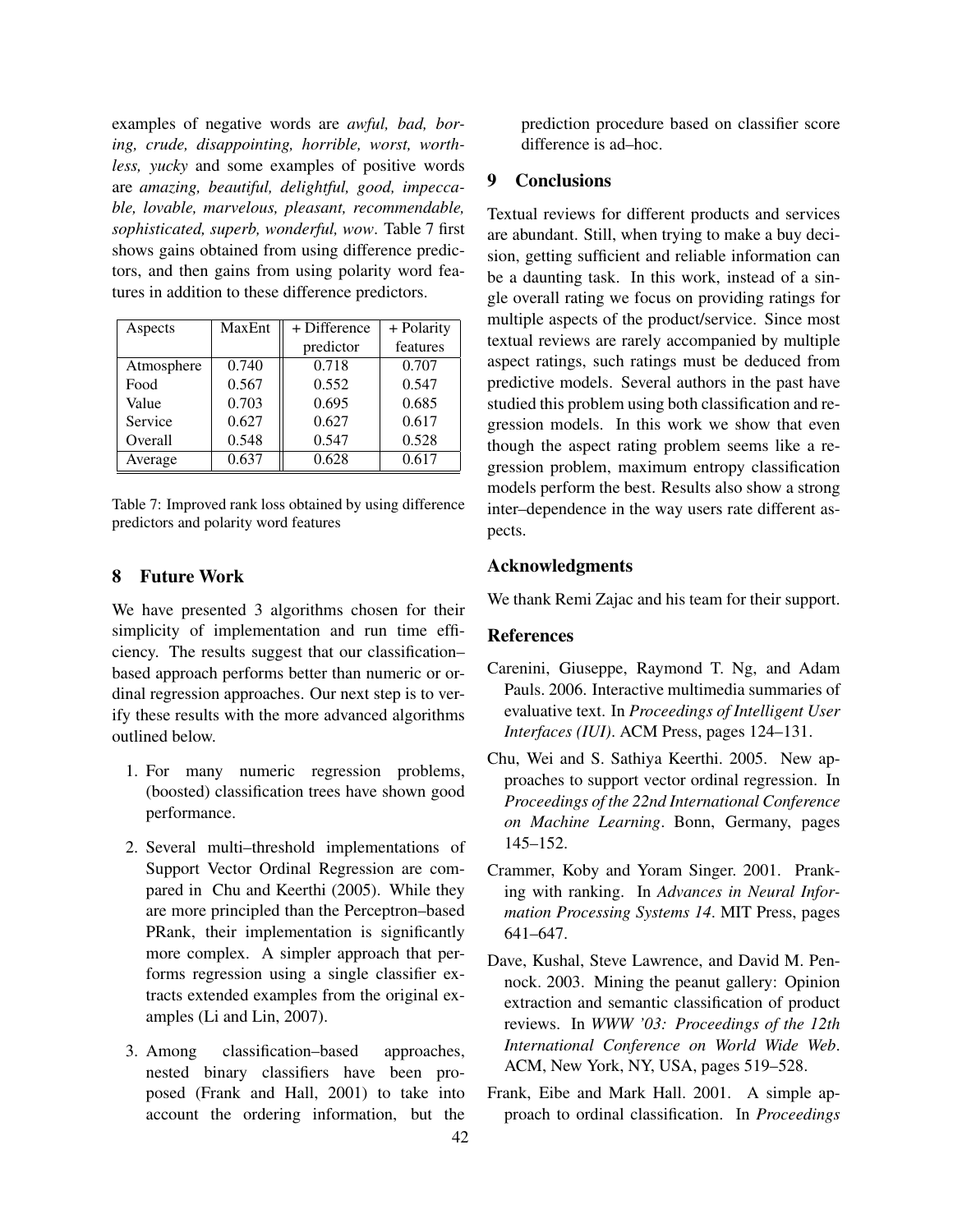examples of negative words are *awful, bad, boring, crude, disappointing, horrible, worst, worthless, yucky* and some examples of positive words are *amazing, beautiful, delightful, good, impeccable, lovable, marvelous, pleasant, recommendable, sophisticated, superb, wonderful, wow*. Table 7 first shows gains obtained from using difference predictors, and then gains from using polarity word features in addition to these difference predictors.

| Aspects | MaxEnt | + Difference predictor | + Polarity features |
|---|---|---|---|
| Atmosphere | 0.740 | 0.718 | 0.707 |
| Food | 0.567 | 0.552 | 0.547 |
| Value | 0.703 | 0.695 | 0.685 |
| Service | 0.627 | 0.627 | 0.617 |
| Overall | 0.548 | 0.547 | 0.528 |
| Average | 0.637 | 0.628 | 0.617 |

Table 7: Improved rank loss obtained by using difference predictors and polarity word features

## 8 Future Work

We have presented 3 algorithms chosen for their simplicity of implementation and run time efficiency. The results suggest that our classification–based approach performs better than numeric or ordinal regression approaches. Our next step is to verify these results with the more advanced algorithms outlined below.

1. For many numeric regression problems, (boosted) classification trees have shown good performance.

2. Several multi–threshold implementations of Support Vector Ordinal Regression are compared in Chu and Keerthi (2005). While they are more principled than the Perceptron–based PRank, their implementation is significantly more complex. A simpler approach that performs regression using a single classifier extracts extended examples from the original examples (Li and Lin, 2007).

3. Among classification–based approaches, nested binary classifiers have been proposed (Frank and Hall, 2001) to take into account the ordering information, but the prediction procedure based on classifier score difference is ad–hoc.

## 9 Conclusions

Textual reviews for different products and services are abundant. Still, when trying to make a buy decision, getting sufficient and reliable information can be a daunting task. In this work, instead of a single overall rating we focus on providing ratings for multiple aspects of the product/service. Since most textual reviews are rarely accompanied by multiple aspect ratings, such ratings must be deduced from predictive models. Several authors in the past have studied this problem using both classification and regression models. In this work we show that even though the aspect rating problem seems like a regression problem, maximum entropy classification models perform the best. Results also show a strong inter–dependence in the way users rate different aspects.

## Acknowledgments

We thank Remi Zajac and his team for their support.

## References

Carenini, Giuseppe, Raymond T. Ng, and Adam Pauls. 2006. Interactive multimedia summaries of evaluative text. In *Proceedings of Intelligent User Interfaces (IUI)*. ACM Press, pages 124–131.

Chu, Wei and S. Sathiya Keerthi. 2005. New approaches to support vector ordinal regression. In *Proceedings of the 22nd International Conference on Machine Learning*. Bonn, Germany, pages 145–152.

Crammer, Koby and Yoram Singer. 2001. Pranking with ranking. In *Advances in Neural Information Processing Systems 14*. MIT Press, pages 641–647.

Dave, Kushal, Steve Lawrence, and David M. Pennock. 2003. Mining the peanut gallery: Opinion extraction and semantic classification of product reviews. In *WWW '03: Proceedings of the 12th International Conference on World Wide Web*. ACM, New York, NY, USA, pages 519–528.

Frank, Eibe and Mark Hall. 2001. A simple approach to ordinal classification. In *Proceedings*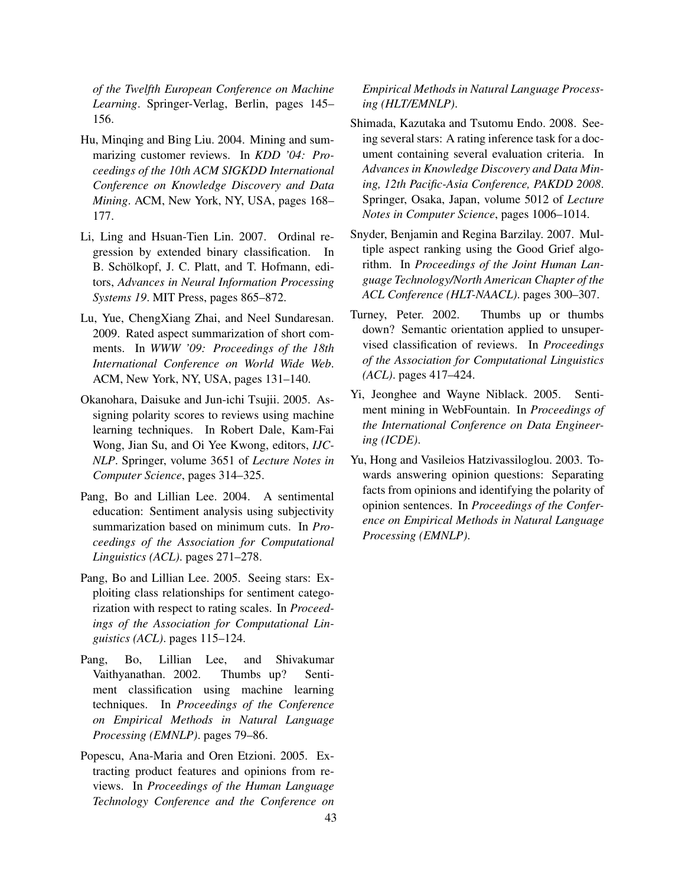*of the Twelfth European Conference on Machine Learning*. Springer-Verlag, Berlin, pages 145–156.

Hu, Minqing and Bing Liu. 2004. Mining and summarizing customer reviews. In *KDD '04: Proceedings of the 10th ACM SIGKDD International Conference on Knowledge Discovery and Data Mining*. ACM, New York, NY, USA, pages 168–177.

Li, Ling and Hsuan-Tien Lin. 2007. Ordinal regression by extended binary classification. In B. Schölkopf, J. C. Platt, and T. Hofmann, editors, *Advances in Neural Information Processing Systems 19*. MIT Press, pages 865–872.

Lu, Yue, ChengXiang Zhai, and Neel Sundaresan. 2009. Rated aspect summarization of short comments. In *WWW '09: Proceedings of the 18th International Conference on World Wide Web*. ACM, New York, NY, USA, pages 131–140.

Okanohara, Daisuke and Jun-ichi Tsujii. 2005. Assigning polarity scores to reviews using machine learning techniques. In Robert Dale, Kam-Fai Wong, Jian Su, and Oi Yee Kwong, editors, *IJCNLP*. Springer, volume 3651 of *Lecture Notes in Computer Science*, pages 314–325.

Pang, Bo and Lillian Lee. 2004. A sentimental education: Sentiment analysis using subjectivity summarization based on minimum cuts. In *Proceedings of the Association for Computational Linguistics (ACL)*. pages 271–278.

Pang, Bo and Lillian Lee. 2005. Seeing stars: Exploiting class relationships for sentiment categorization with respect to rating scales. In *Proceedings of the Association for Computational Linguistics (ACL)*. pages 115–124.

Pang, Bo, Lillian Lee, and Shivakumar Vaithyanathan. 2002. Thumbs up? Sentiment classification using machine learning techniques. In *Proceedings of the Conference on Empirical Methods in Natural Language Processing (EMNLP)*. pages 79–86.

Popescu, Ana-Maria and Oren Etzioni. 2005. Extracting product features and opinions from reviews. In *Proceedings of the Human Language Technology Conference and the Conference on Empirical Methods in Natural Language Processing (HLT/EMNLP)*.

Shimada, Kazutaka and Tsutomu Endo. 2008. Seeing several stars: A rating inference task for a document containing several evaluation criteria. In *Advances in Knowledge Discovery and Data Mining, 12th Pacific-Asia Conference, PAKDD 2008*. Springer, Osaka, Japan, volume 5012 of *Lecture Notes in Computer Science*, pages 1006–1014.

Snyder, Benjamin and Regina Barzilay. 2007. Multiple aspect ranking using the Good Grief algorithm. In *Proceedings of the Joint Human Language Technology/North American Chapter of the ACL Conference (HLT-NAACL)*. pages 300–307.

Turney, Peter. 2002. Thumbs up or thumbs down? Semantic orientation applied to unsupervised classification of reviews. In *Proceedings of the Association for Computational Linguistics (ACL)*. pages 417–424.

Yi, Jeonghee and Wayne Niblack. 2005. Sentiment mining in WebFountain. In *Proceedings of the International Conference on Data Engineering (ICDE)*.

Yu, Hong and Vasileios Hatzivassiloglou. 2003. Towards answering opinion questions: Separating facts from opinions and identifying the polarity of opinion sentences. In *Proceedings of the Conference on Empirical Methods in Natural Language Processing (EMNLP)*.